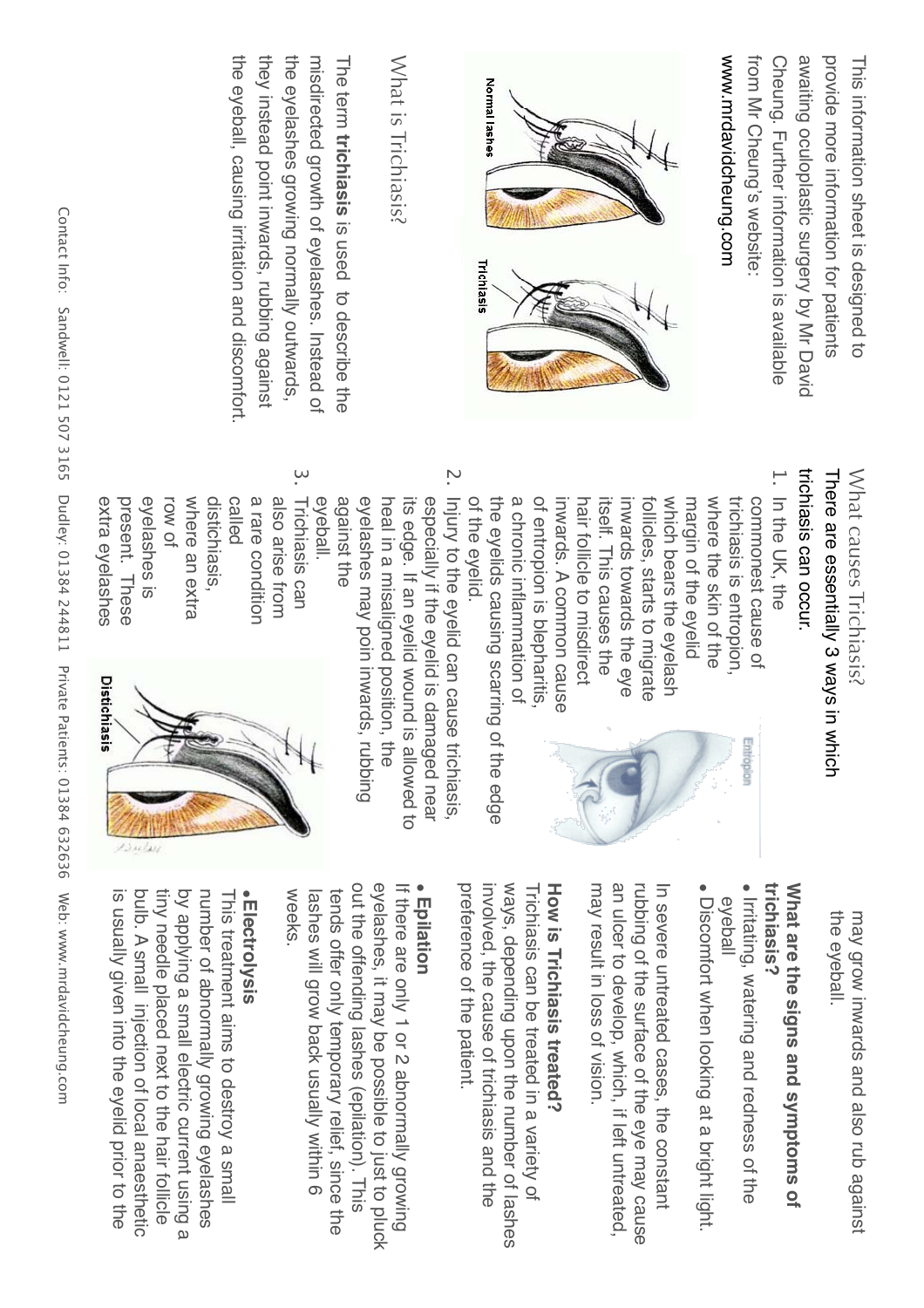This information sheet is designed to provide more information for patients awaiting oculoplastic surgery by Mr David Cheung. Further information is available from Mr Cheung's website: **www.mrdavidcheung.com**

Normal lashes

Trichiasis

## What is Trichiasis?

The term **trichiasis** is used to describe the misdirected growth of eyelashes. Instead of the eyelashes growing normally outwards, they instead point inwards, rubbing against the eyeball, causing irritation and discomfort.

## What causes Trichiasis?

There are essentially 3 ways in which trichiasis can occur.

1. In the UK, the commonest cause of trichiasis is entropion, where the skin of the margin of the eyelid which bears the eyelash follicles, starts to migrate inwards towards the eye itself. This causes the hair follicle to misdirect inwards. A common cause of entropion is blepharitis, a chronic inflammation of the eyelids causing scarring of the edge of the eyelid.
2. Injury to the eyelid can cause trichiasis, especially if the eyelid is damaged near its edge. If an eyelid wound is allowed to heal in a misaligned position, the eyelashes may poin inwards, rubbing against the eyeball.
3. Trichiasis can also arise from a rare condition called distichiasis, where an extra row of eyelashes is present. These extra eyelashes may grow inwards and also rub against the eyeball.

Entropion

Distichiasis

## What are the signs and symptoms of trichiasis?

- Irritating, watering and redness of the eyeball
- Discomfort when looking at a bright light.

In severe untreated cases, the constant rubbing of the surface of the eye may cause an ulcer to develop, which, if left untreated, may result in loss of vision.

## How is Trichiasis treated?

Trichiasis can be treated in a variety of ways, depending upon the number of lashes involved, the cause of trichiasis and the preference of the patient.

- **Epilation**

If there are only 1 or 2 abnormally growing eyelashes, it may be possible to just to pluck out the offending lashes (epilation). This tends offer only temporary relief, since the lashes will grow back usually within 6 weeks.

- **Electrolysis**

This treatment aims to destroy a small number of abnormally growing eyelashes by applying a small electric current using a tiny needle placed next to the hair follicle bulb. A small injection of local anaesthetic is usually given into the eyelid prior to the

Contact Info: Sandwell: 0121 507 3165 Dudley: 01384 244811 Private Patients: 01384 632636 Web: www.mrdavidcheung.com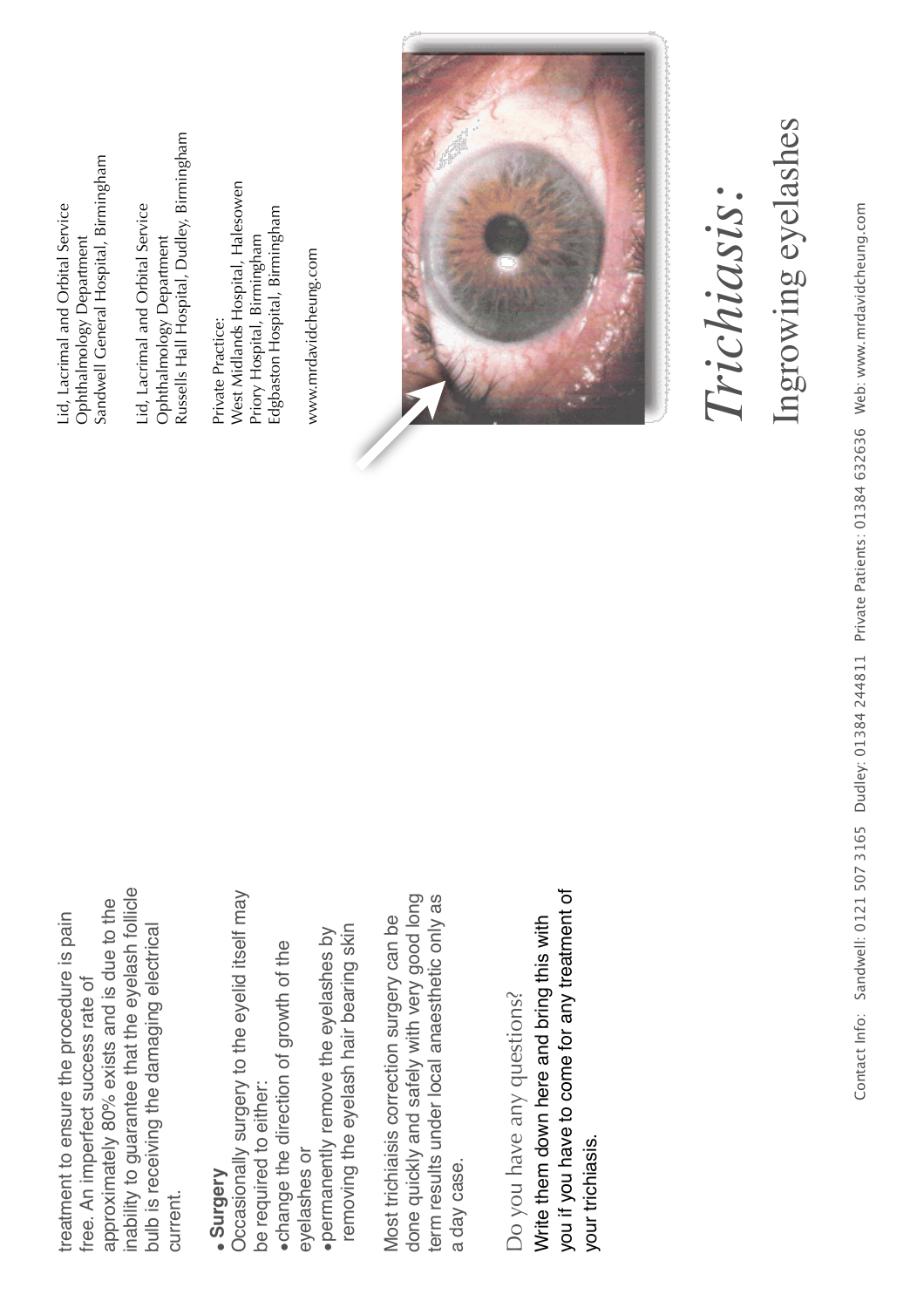treatment to ensure the procedure is pain free. An imperfect success rate of approximately 80% exists and is due to the inability to guarantee that the eyelash follicle bulb is receiving the damaging electrical current.

- **Surgery**

Occasionally surgery to the eyelid itself may be required to either:

- change the direction of growth of the eyelashes or
- permanently remove the eyelashes by removing the eyelash hair bearing skin

Most trichiaisis correction surgery can be done quickly and safely with very good long term results under local anaesthetic only as a day case.

Do you have any questions?

Write them down here and bring this with you if you have to come for any treatment of your trichiasis.

Lid, Lacrimal and Orbital Service
Ophthalmology Department
Sandwell General Hospital, Birmingham

Lid, Lacrimal and Orbital Service
Ophthalmology Department
Russells Hall Hospital, Dudley, Birmingham

Private Practice:
West Midlands Hospital, Halesowen
Priory Hospital, Birmingham
Edgbaston Hospital, Birmingham

www.mrdavidcheung.com

# *Trichiasis:*

## Ingrowing eyelashes

Contact Info: Sandwell: 0121 507 3165 Dudley: 01384 244811 Private Patients: 01384 632636 Web: www.mrdavidcheung.com